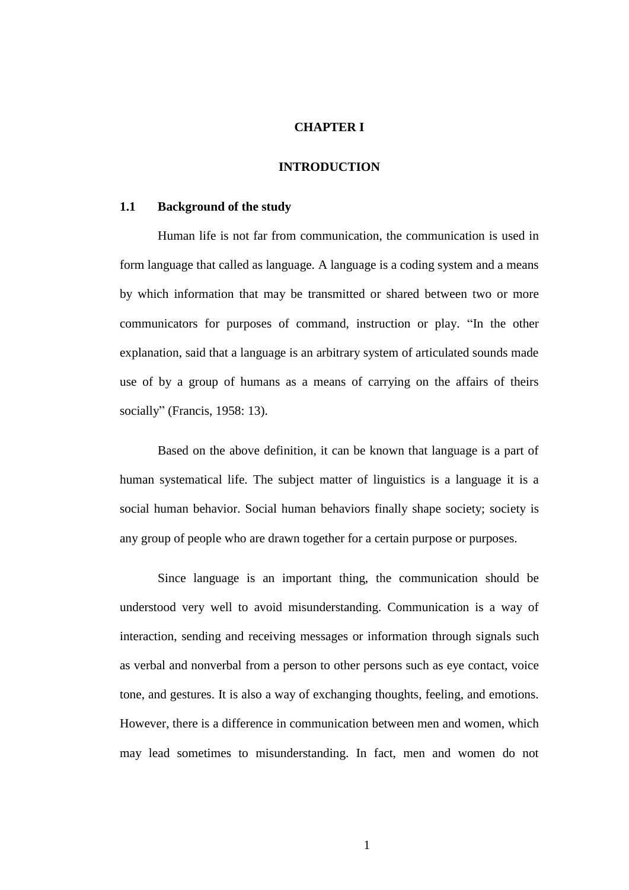# CHAPTER I

# INTRODUCTION

## 1.1 Background of the study

Human life is not far from communication, the communication is used in form language that called as language. A language is a coding system and a means by which information that may be transmitted or shared between two or more communicators for purposes of command, instruction or play. “In the other explanation, said that a language is an arbitrary system of articulated sounds made use of by a group of humans as a means of carrying on the affairs of theirs socially” (Francis, 1958: 13).

Based on the above definition, it can be known that language is a part of human systematical life. The subject matter of linguistics is a language it is a social human behavior. Social human behaviors finally shape society; society is any group of people who are drawn together for a certain purpose or purposes.

Since language is an important thing, the communication should be understood very well to avoid misunderstanding. Communication is a way of interaction, sending and receiving messages or information through signals such as verbal and nonverbal from a person to other persons such as eye contact, voice tone, and gestures. It is also a way of exchanging thoughts, feeling, and emotions. However, there is a difference in communication between men and women, which may lead sometimes to misunderstanding. In fact, men and women do not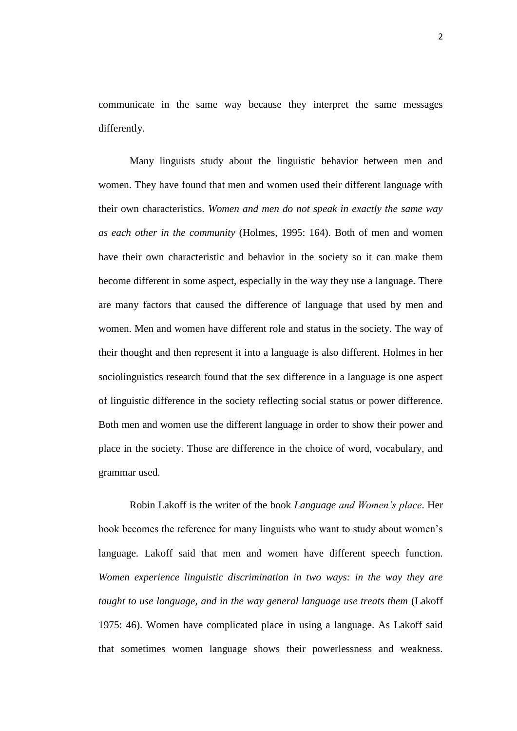communicate in the same way because they interpret the same messages differently.

Many linguists study about the linguistic behavior between men and women. They have found that men and women used their different language with their own characteristics. *Women and men do not speak in exactly the same way as each other in the community* (Holmes, 1995: 164). Both of men and women have their own characteristic and behavior in the society so it can make them become different in some aspect, especially in the way they use a language. There are many factors that caused the difference of language that used by men and women. Men and women have different role and status in the society. The way of their thought and then represent it into a language is also different. Holmes in her sociolinguistics research found that the sex difference in a language is one aspect of linguistic difference in the society reflecting social status or power difference. Both men and women use the different language in order to show their power and place in the society. Those are difference in the choice of word, vocabulary, and grammar used.

Robin Lakoff is the writer of the book *Language and Women's place*. Her book becomes the reference for many linguists who want to study about women's language. Lakoff said that men and women have different speech function. *Women experience linguistic discrimination in two ways: in the way they are taught to use language, and in the way general language use treats them* (Lakoff 1975: 46). Women have complicated place in using a language. As Lakoff said that sometimes women language shows their powerlessness and weakness.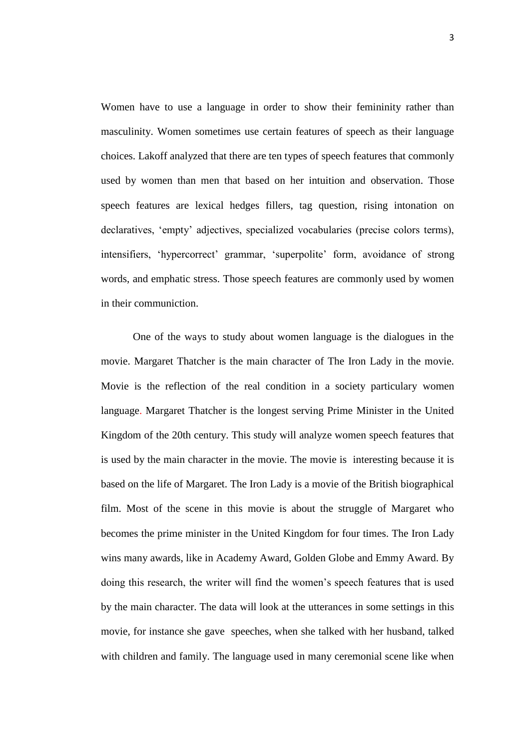Women have to use a language in order to show their femininity rather than masculinity. Women sometimes use certain features of speech as their language choices. Lakoff analyzed that there are ten types of speech features that commonly used by women than men that based on her intuition and observation. Those speech features are lexical hedges fillers, tag question, rising intonation on declaratives, 'empty' adjectives, specialized vocabularies (precise colors terms), intensifiers, 'hypercorrect' grammar, 'superpolite' form, avoidance of strong words, and emphatic stress. Those speech features are commonly used by women in their communiction.

One of the ways to study about women language is the dialogues in the movie. Margaret Thatcher is the main character of The Iron Lady in the movie. Movie is the reflection of the real condition in a society particulary women language. Margaret Thatcher is the longest serving Prime Minister in the United Kingdom of the 20th century. This study will analyze women speech features that is used by the main character in the movie. The movie is interesting because it is based on the life of Margaret. The Iron Lady is a movie of the British biographical film. Most of the scene in this movie is about the struggle of Margaret who becomes the prime minister in the United Kingdom for four times. The Iron Lady wins many awards, like in Academy Award, Golden Globe and Emmy Award. By doing this research, the writer will find the women's speech features that is used by the main character. The data will look at the utterances in some settings in this movie, for instance she gave speeches, when she talked with her husband, talked with children and family. The language used in many ceremonial scene like when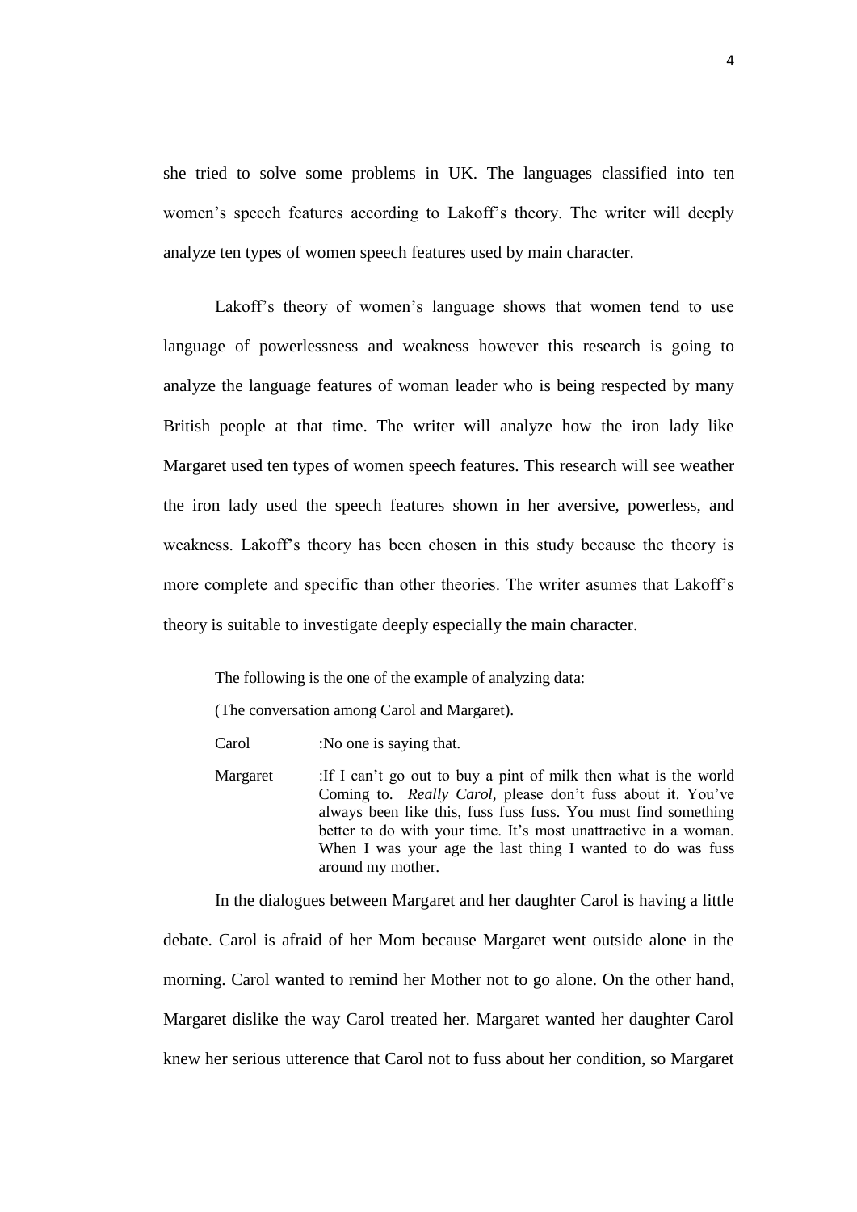she tried to solve some problems in UK. The languages classified into ten women's speech features according to Lakoff's theory. The writer will deeply analyze ten types of women speech features used by main character.

Lakoff's theory of women's language shows that women tend to use language of powerlessness and weakness however this research is going to analyze the language features of woman leader who is being respected by many British people at that time. The writer will analyze how the iron lady like Margaret used ten types of women speech features. This research will see weather the iron lady used the speech features shown in her aversive, powerless, and weakness. Lakoff's theory has been chosen in this study because the theory is more complete and specific than other theories. The writer asumes that Lakoff's theory is suitable to investigate deeply especially the main character.

The following is the one of the example of analyzing data:

(The conversation among Carol and Margaret).

Carol :No one is saying that.

Margaret :If I can't go out to buy a pint of milk then what is the world Coming to. *Really Carol*, please don't fuss about it. You've always been like this, fuss fuss fuss. You must find something better to do with your time. It's most unattractive in a woman. When I was your age the last thing I wanted to do was fuss around my mother.

In the dialogues between Margaret and her daughter Carol is having a little debate. Carol is afraid of her Mom because Margaret went outside alone in the morning. Carol wanted to remind her Mother not to go alone. On the other hand, Margaret dislike the way Carol treated her. Margaret wanted her daughter Carol knew her serious utterence that Carol not to fuss about her condition, so Margaret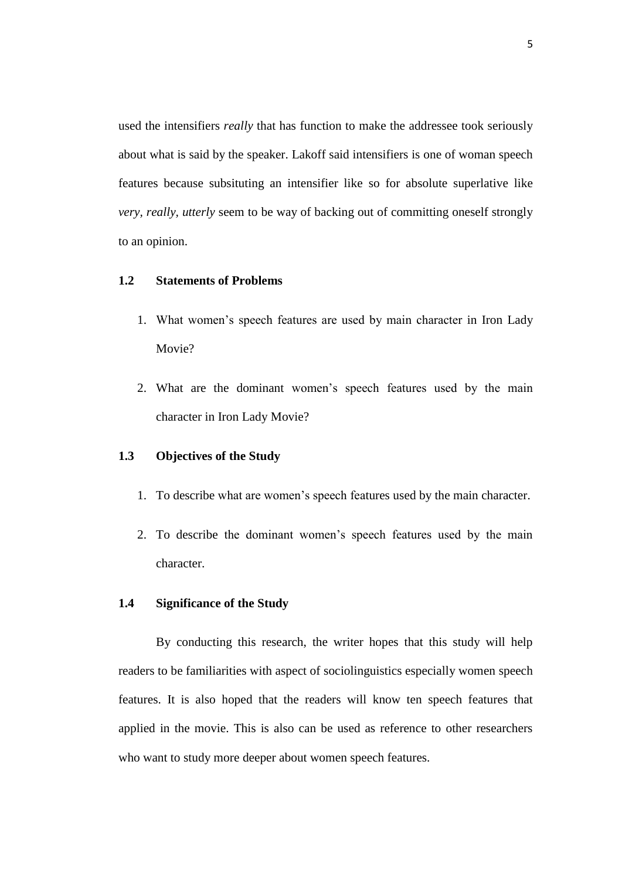used the intensifiers *really* that has function to make the addressee took seriously about what is said by the speaker. Lakoff said intensifiers is one of woman speech features because subsituting an intensifier like so for absolute superlative like *very*, *really*, *utterly* seem to be way of backing out of committing oneself strongly to an opinion.

## 1.2 Statements of Problems

1. What women's speech features are used by main character in Iron Lady Movie?
2. What are the dominant women's speech features used by the main character in Iron Lady Movie?

## 1.3 Objectives of the Study

1. To describe what are women's speech features used by the main character.
2. To describe the dominant women's speech features used by the main character.

## 1.4 Significance of the Study

By conducting this research, the writer hopes that this study will help readers to be familiarities with aspect of sociolinguistics especially women speech features. It is also hoped that the readers will know ten speech features that applied in the movie. This is also can be used as reference to other researchers who want to study more deeper about women speech features.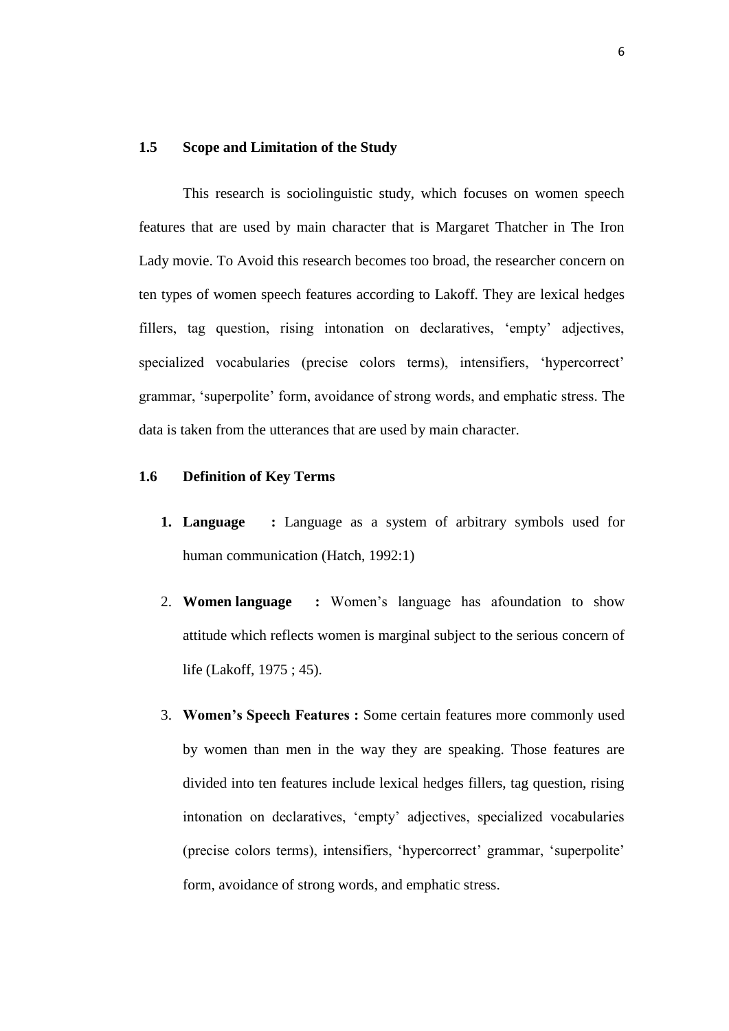### 1.5 Scope and Limitation of the Study

This research is sociolinguistic study, which focuses on women speech features that are used by main character that is Margaret Thatcher in The Iron Lady movie. To Avoid this research becomes too broad, the researcher concern on ten types of women speech features according to Lakoff. They are lexical hedges fillers, tag question, rising intonation on declaratives, 'empty' adjectives, specialized vocabularies (precise colors terms), intensifiers, 'hypercorrect' grammar, 'superpolite' form, avoidance of strong words, and emphatic stress. The data is taken from the utterances that are used by main character.

### 1.6 Definition of Key Terms

1. **Language :** Language as a system of arbitrary symbols used for human communication (Hatch, 1992:1)
2. **Women language :** Women's language has afoundation to show attitude which reflects women is marginal subject to the serious concern of life (Lakoff, 1975 ; 45).
3. **Women's Speech Features :** Some certain features more commonly used by women than men in the way they are speaking. Those features are divided into ten features include lexical hedges fillers, tag question, rising intonation on declaratives, 'empty' adjectives, specialized vocabularies (precise colors terms), intensifiers, 'hypercorrect' grammar, 'superpolite' form, avoidance of strong words, and emphatic stress.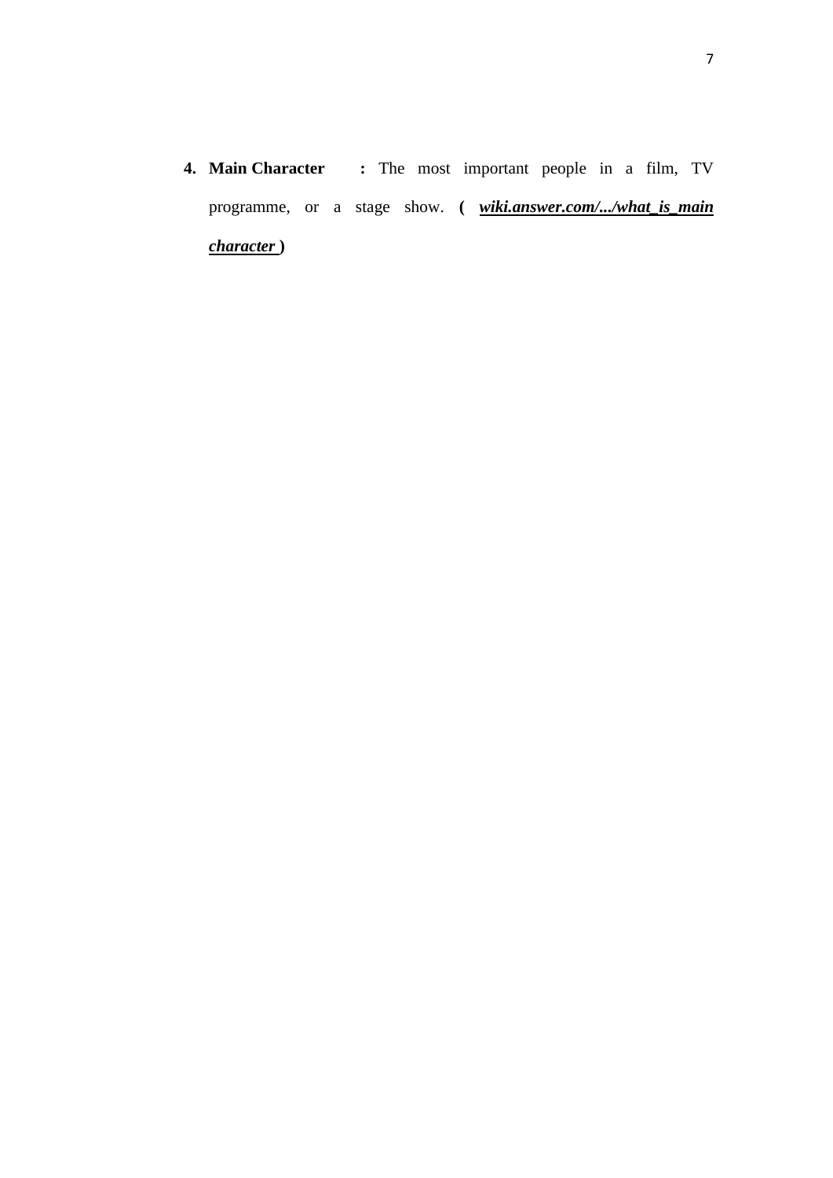4. **Main Character :** The most important people in a film, TV programme, or a stage show. **(** ***wiki.answer.com/.../what_is_main character*** **)**